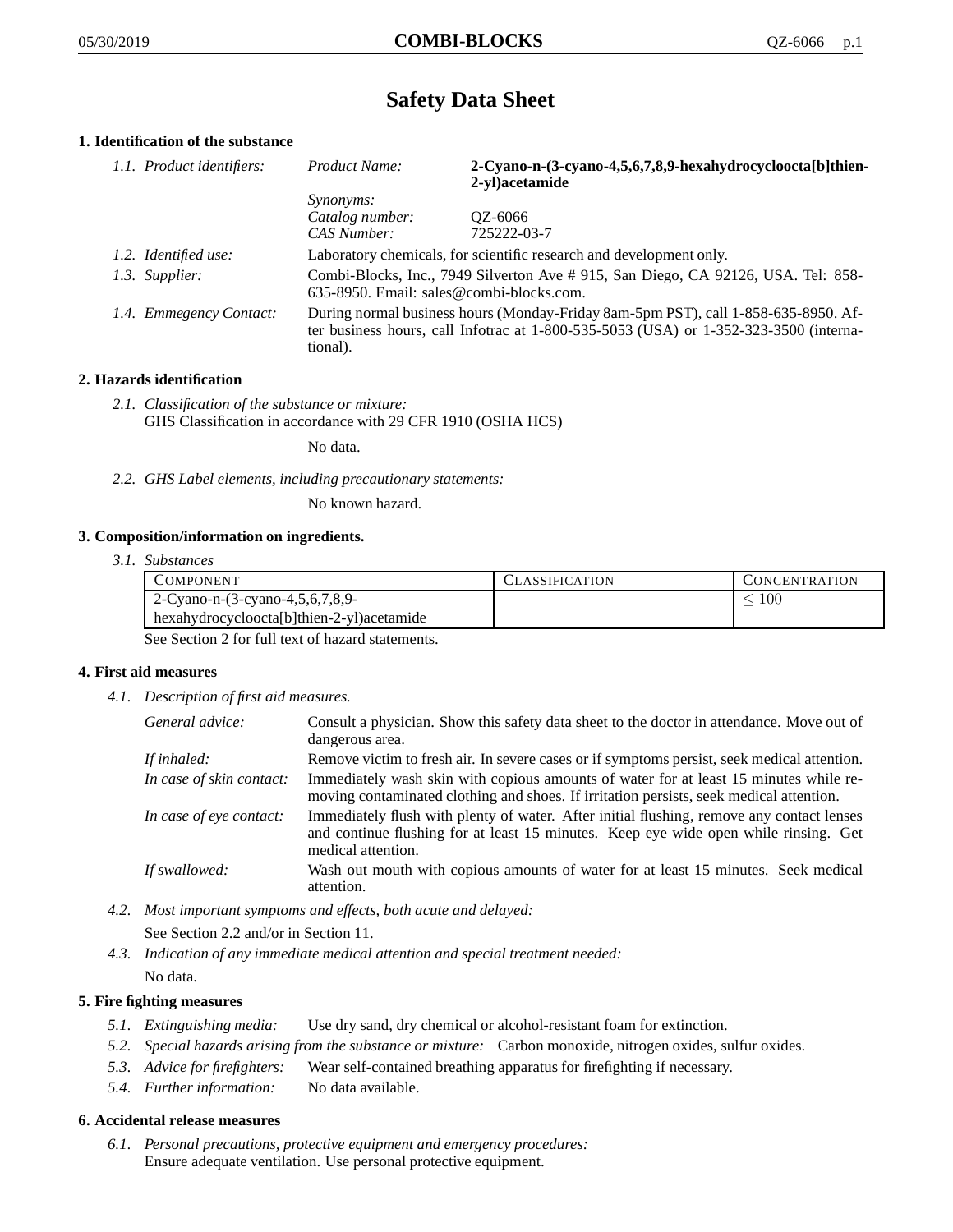# Safety Data Sheet

## 1. Identification of the substance

*1.1. Product identifiers:*
- *Product Name:* **2-Cyano-n-(3-cyano-4,5,6,7,8,9-hexahydrocycloocta[b]thien-2-yl)acetamide**
- *Synonyms:*
- *Catalog number:* QZ-6066
- *CAS Number:* 725222-03-7

*1.2. Identified use:* Laboratory chemicals, for scientific research and development only.

*1.3. Supplier:* Combi-Blocks, Inc., 7949 Silverton Ave # 915, San Diego, CA 92126, USA. Tel: 858-635-8950. Email: sales@combi-blocks.com.

*1.4. Emmegency Contact:* During normal business hours (Monday-Friday 8am-5pm PST), call 1-858-635-8950. After business hours, call Infotrac at 1-800-535-5053 (USA) or 1-352-323-3500 (international).

## 2. Hazards identification

*2.1. Classification of the substance or mixture:*
GHS Classification in accordance with 29 CFR 1910 (OSHA HCS)

No data.

*2.2. GHS Label elements, including precautionary statements:*

No known hazard.

## 3. Composition/information on ingredients.

*3.1. Substances*

| Component | Classification | Concentration |
|---|---|---|
| 2-Cyano-n-(3-cyano-4,5,6,7,8,9-hexahydrocycloocta[b]thien-2-yl)acetamide | | $\leq 100$ |

See Section 2 for full text of hazard statements.

## 4. First aid measures

*4.1. Description of first aid measures.*

- *General advice:* Consult a physician. Show this safety data sheet to the doctor in attendance. Move out of dangerous area.
- *If inhaled:* Remove victim to fresh air. In severe cases or if symptoms persist, seek medical attention.
- *In case of skin contact:* Immediately wash skin with copious amounts of water for at least 15 minutes while removing contaminated clothing and shoes. If irritation persists, seek medical attention.
- *In case of eye contact:* Immediately flush with plenty of water. After initial flushing, remove any contact lenses and continue flushing for at least 15 minutes. Keep eye wide open while rinsing. Get medical attention.
- *If swallowed:* Wash out mouth with copious amounts of water for at least 15 minutes. Seek medical attention.

*4.2. Most important symptoms and effects, both acute and delayed:*
See Section 2.2 and/or in Section 11.

*4.3. Indication of any immediate medical attention and special treatment needed:*
No data.

## 5. Fire fighting measures

*5.1. Extinguishing media:* Use dry sand, dry chemical or alcohol-resistant foam for extinction.

*5.2. Special hazards arising from the substance or mixture:* Carbon monoxide, nitrogen oxides, sulfur oxides.

*5.3. Advice for firefighters:* Wear self-contained breathing apparatus for firefighting if necessary.

*5.4. Further information:* No data available.

## 6. Accidental release measures

*6.1. Personal precautions, protective equipment and emergency procedures:*
Ensure adequate ventilation. Use personal protective equipment.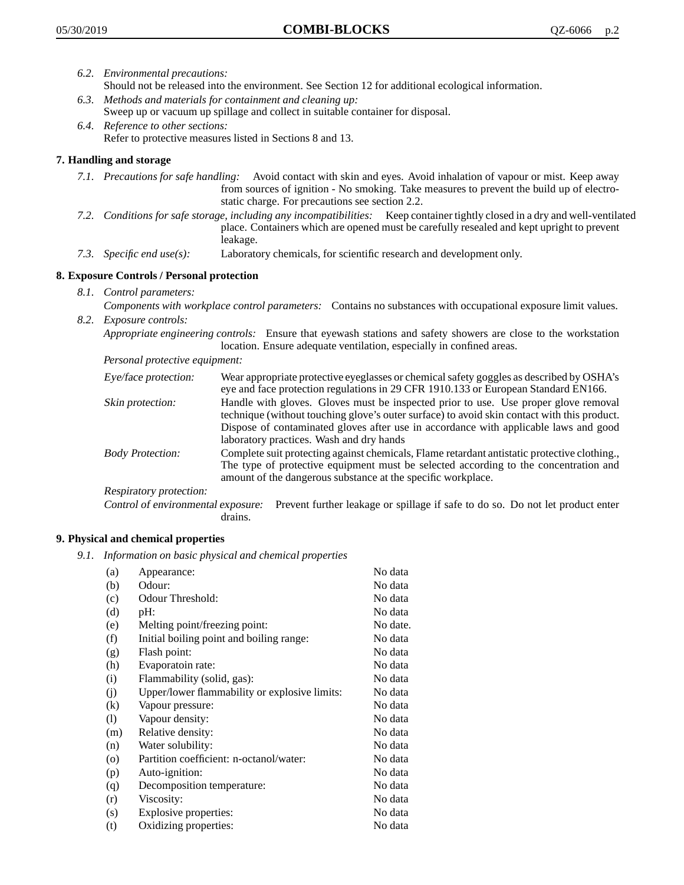*6.2. Environmental precautions:*
Should not be released into the environment. See Section 12 for additional ecological information.

*6.3. Methods and materials for containment and cleaning up:*
Sweep up or vacuum up spillage and collect in suitable container for disposal.

*6.4. Reference to other sections:*
Refer to protective measures listed in Sections 8 and 13.

## 7. Handling and storage

*7.1. Precautions for safe handling:* Avoid contact with skin and eyes. Avoid inhalation of vapour or mist. Keep away from sources of ignition - No smoking. Take measures to prevent the build up of electrostatic charge. For precautions see section 2.2.

*7.2. Conditions for safe storage, including any incompatibilities:* Keep container tightly closed in a dry and well-ventilated place. Containers which are opened must be carefully resealed and kept upright to prevent leakage.

*7.3. Specific end use(s):* Laboratory chemicals, for scientific research and development only.

## 8. Exposure Controls / Personal protection

*8.1. Control parameters:*
*Components with workplace control parameters:* Contains no substances with occupational exposure limit values.

*8.2. Exposure controls:*
*Appropriate engineering controls:* Ensure that eyewash stations and safety showers are close to the workstation location. Ensure adequate ventilation, especially in confined areas.

*Personal protective equipment:*

*Eye/face protection:* Wear appropriate protective eyeglasses or chemical safety goggles as described by OSHA's eye and face protection regulations in 29 CFR 1910.133 or European Standard EN166.

*Skin protection:* Handle with gloves. Gloves must be inspected prior to use. Use proper glove removal technique (without touching glove's outer surface) to avoid skin contact with this product. Dispose of contaminated gloves after use in accordance with applicable laws and good laboratory practices. Wash and dry hands

*Body Protection:* Complete suit protecting against chemicals, Flame retardant antistatic protective clothing., The type of protective equipment must be selected according to the concentration and amount of the dangerous substance at the specific workplace.

*Respiratory protection:*

*Control of environmental exposure:* Prevent further leakage or spillage if safe to do so. Do not let product enter drains.

## 9. Physical and chemical properties

*9.1. Information on basic physical and chemical properties*

| | | |
|---|---|---|
| (a) | Appearance: | No data |
| (b) | Odour: | No data |
| (c) | Odour Threshold: | No data |
| (d) | pH: | No data |
| (e) | Melting point/freezing point: | No date. |
| (f) | Initial boiling point and boiling range: | No data |
| (g) | Flash point: | No data |
| (h) | Evaporatoin rate: | No data |
| (i) | Flammability (solid, gas): | No data |
| (j) | Upper/lower flammability or explosive limits: | No data |
| (k) | Vapour pressure: | No data |
| (l) | Vapour density: | No data |
| (m) | Relative density: | No data |
| (n) | Water solubility: | No data |
| (o) | Partition coefficient: n-octanol/water: | No data |
| (p) | Auto-ignition: | No data |
| (q) | Decomposition temperature: | No data |
| (r) | Viscosity: | No data |
| (s) | Explosive properties: | No data |
| (t) | Oxidizing properties: | No data |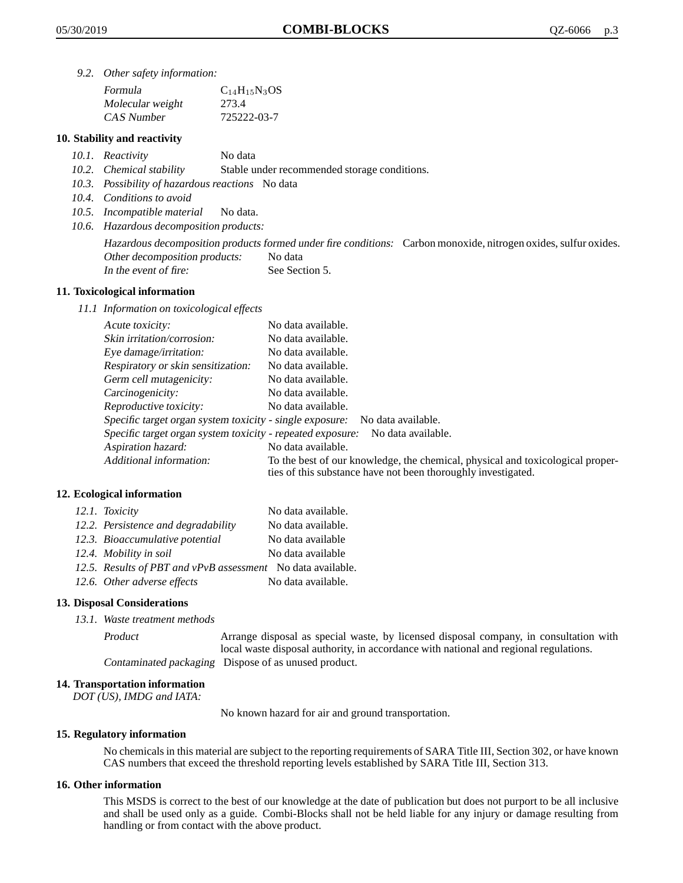*9.2. Other safety information:*

| | |
|---|---|
| *Formula* | $C_{14}H_{15}N_3OS$ |
| *Molecular weight* | 273.4 |
| *CAS Number* | 725222-03-7 |

## 10. Stability and reactivity

*10.1. Reactivity* No data

*10.2. Chemical stability* Stable under recommended storage conditions.

*10.3. Possibility of hazardous reactions* No data

*10.4. Conditions to avoid*

*10.5. Incompatible material* No data.

*10.6. Hazardous decomposition products:*

*Hazardous decomposition products formed under fire conditions:* Carbon monoxide, nitrogen oxides, sulfur oxides.
*Other decomposition products:* No data
*In the event of fire:* See Section 5.

## 11. Toxicological information

*11.1 Information on toxicological effects*

| | |
|---|---|
| *Acute toxicity:* | No data available. |
| *Skin irritation/corrosion:* | No data available. |
| *Eye damage/irritation:* | No data available. |
| *Respiratory or skin sensitization:* | No data available. |
| *Germ cell mutagenicity:* | No data available. |
| *Carcinogenicity:* | No data available. |
| *Reproductive toxicity:* | No data available. |
| *Specific target organ system toxicity - single exposure:* | No data available. |
| *Specific target organ system toxicity - repeated exposure:* | No data available. |
| *Aspiration hazard:* | No data available. |
| *Additional information:* | To the best of our knowledge, the chemical, physical and toxicological properties of this substance have not been thoroughly investigated. |

## 12. Ecological information

| | |
|---|---|
| *12.1. Toxicity* | No data available. |
| *12.2. Persistence and degradability* | No data available. |
| *12.3. Bioaccumulative potential* | No data available |
| *12.4. Mobility in soil* | No data available |
| *12.5. Results of PBT and vPvB assessment* | No data available. |
| *12.6. Other adverse effects* | No data available. |

## 13. Disposal Considerations

*13.1. Waste treatment methods*

*Product* Arrange disposal as special waste, by licensed disposal company, in consultation with local waste disposal authority, in accordance with national and regional regulations.

*Contaminated packaging* Dispose of as unused product.

## 14. Transportation information

*DOT (US), IMDG and IATA:*

No known hazard for air and ground transportation.

## 15. Regulatory information

No chemicals in this material are subject to the reporting requirements of SARA Title III, Section 302, or have known CAS numbers that exceed the threshold reporting levels established by SARA Title III, Section 313.

## 16. Other information

This MSDS is correct to the best of our knowledge at the date of publication but does not purport to be all inclusive and shall be used only as a guide. Combi-Blocks shall not be held liable for any injury or damage resulting from handling or from contact with the above product.